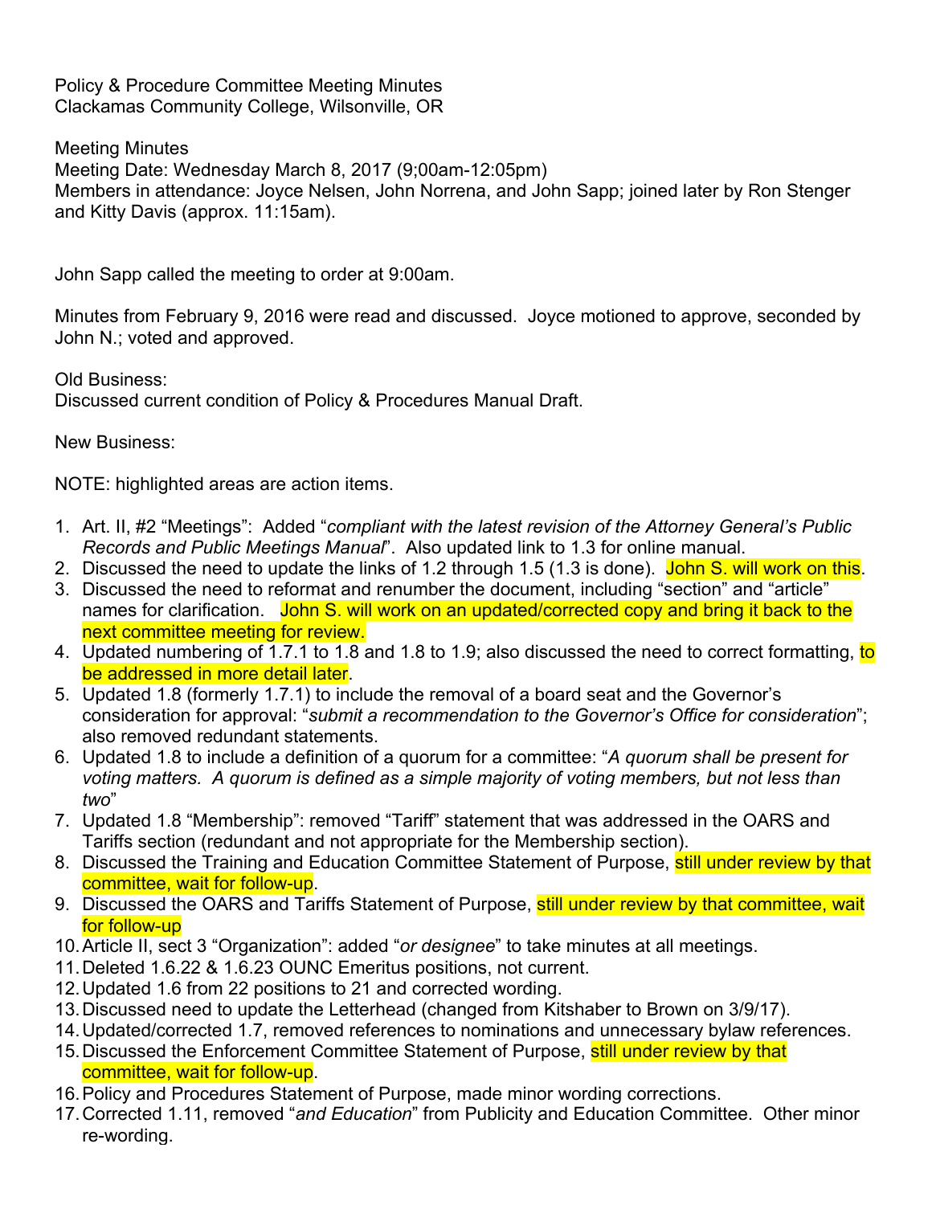Policy & Procedure Committee Meeting Minutes
Clackamas Community College, Wilsonville, OR

Meeting Minutes
Meeting Date: Wednesday March 8, 2017 (9;00am-12:05pm)
Members in attendance: Joyce Nelsen, John Norrena, and John Sapp; joined later by Ron Stenger and Kitty Davis (approx. 11:15am).

John Sapp called the meeting to order at 9:00am.

Minutes from February 9, 2016 were read and discussed. Joyce motioned to approve, seconded by John N.; voted and approved.

Old Business:
Discussed current condition of Policy & Procedures Manual Draft.

New Business:

NOTE: highlighted areas are action items.

1. Art. II, #2 "Meetings": Added "*compliant with the latest revision of the Attorney General's Public Records and Public Meetings Manual*". Also updated link to 1.3 for online manual.
2. Discussed the need to update the links of 1.2 through 1.5 (1.3 is done). John S. will work on this.
3. Discussed the need to reformat and renumber the document, including "section" and "article" names for clarification. John S. will work on an updated/corrected copy and bring it back to the next committee meeting for review.
4. Updated numbering of 1.7.1 to 1.8 and 1.8 to 1.9; also discussed the need to correct formatting, to be addressed in more detail later.
5. Updated 1.8 (formerly 1.7.1) to include the removal of a board seat and the Governor's consideration for approval: "*submit a recommendation to the Governor's Office for consideration*"; also removed redundant statements.
6. Updated 1.8 to include a definition of a quorum for a committee: "*A quorum shall be present for voting matters. A quorum is defined as a simple majority of voting members, but not less than two*"
7. Updated 1.8 "Membership": removed "Tariff" statement that was addressed in the OARS and Tariffs section (redundant and not appropriate for the Membership section).
8. Discussed the Training and Education Committee Statement of Purpose, still under review by that committee, wait for follow-up.
9. Discussed the OARS and Tariffs Statement of Purpose, still under review by that committee, wait for follow-up
10. Article II, sect 3 "Organization": added "*or designee*" to take minutes at all meetings.
11. Deleted 1.6.22 & 1.6.23 OUNC Emeritus positions, not current.
12. Updated 1.6 from 22 positions to 21 and corrected wording.
13. Discussed need to update the Letterhead (changed from Kitshaber to Brown on 3/9/17).
14. Updated/corrected 1.7, removed references to nominations and unnecessary bylaw references.
15. Discussed the Enforcement Committee Statement of Purpose, still under review by that committee, wait for follow-up.
16. Policy and Procedures Statement of Purpose, made minor wording corrections.
17. Corrected 1.11, removed "*and Education*" from Publicity and Education Committee. Other minor re-wording.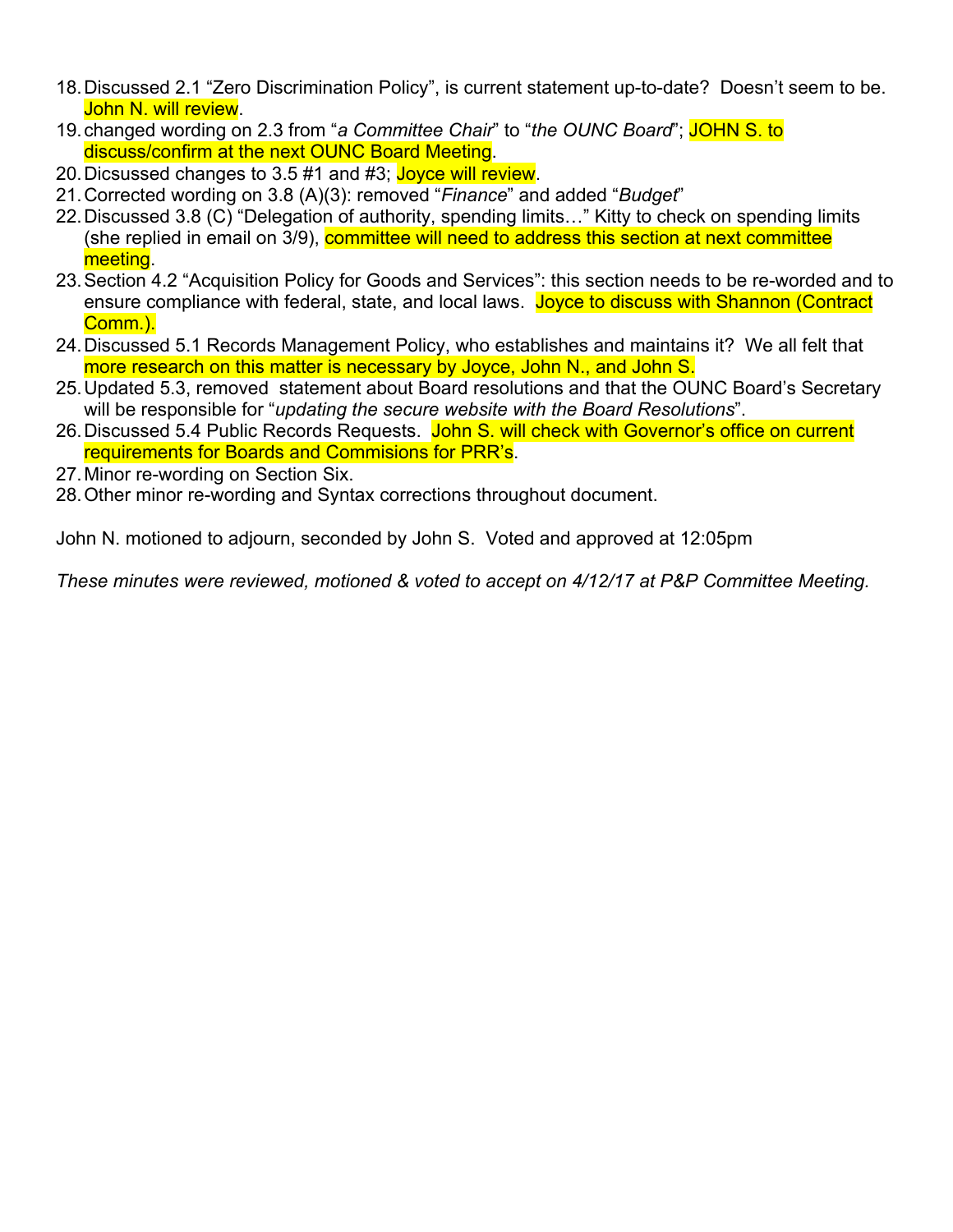18. Discussed 2.1 "Zero Discrimination Policy", is current statement up-to-date? Doesn't seem to be. John N. will review.
19. changed wording on 2.3 from "*a Committee Chair*" to "*the OUNC Board*"; JOHN S. to discuss/confirm at the next OUNC Board Meeting.
20. Dicsussed changes to 3.5 #1 and #3; Joyce will review.
21. Corrected wording on 3.8 (A)(3): removed "*Finance*" and added "*Budget*"
22. Discussed 3.8 (C) "Delegation of authority, spending limits…" Kitty to check on spending limits (she replied in email on 3/9), committee will need to address this section at next committee meeting.
23. Section 4.2 "Acquisition Policy for Goods and Services": this section needs to be re-worded and to ensure compliance with federal, state, and local laws. Joyce to discuss with Shannon (Contract Comm.).
24. Discussed 5.1 Records Management Policy, who establishes and maintains it? We all felt that more research on this matter is necessary by Joyce, John N., and John S.
25. Updated 5.3, removed statement about Board resolutions and that the OUNC Board's Secretary will be responsible for "*updating the secure website with the Board Resolutions*".
26. Discussed 5.4 Public Records Requests. John S. will check with Governor's office on current requirements for Boards and Commisions for PRR's.
27. Minor re-wording on Section Six.
28. Other minor re-wording and Syntax corrections throughout document.

John N. motioned to adjourn, seconded by John S. Voted and approved at 12:05pm

*These minutes were reviewed, motioned & voted to accept on 4/12/17 at P&P Committee Meeting.*